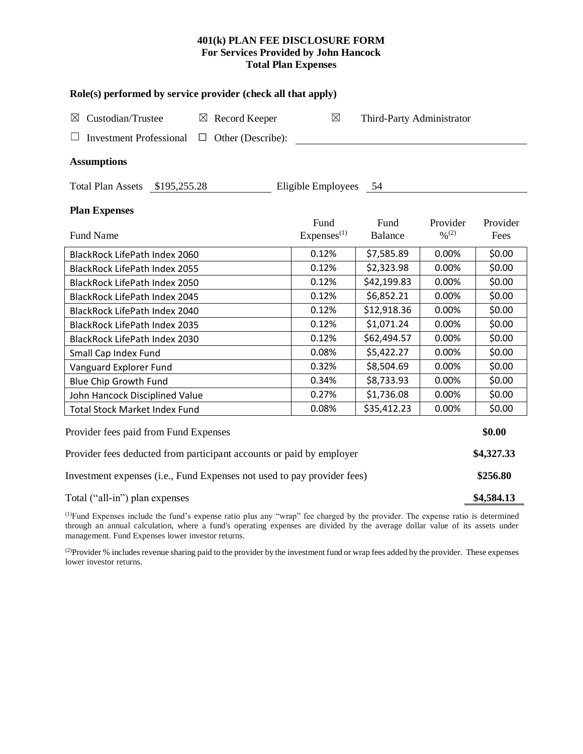# 401(k) PLAN FEE DISCLOSURE FORM
## For Services Provided by John Hancock
## Total Plan Expenses

### Role(s) performed by service provider (check all that apply)

☒ Custodian/Trustee ☒ Record Keeper ☒ Third-Party Administrator

☐ Investment Professional ☐ Other (Describe):

### Assumptions

Total Plan Assets $195,255.28 Eligible Employees 54

### Plan Expenses

| Fund Name | Fund Expenses[1] | Fund Balance | Provider %[2] | Provider Fees |
|---|---|---|---|---|
| BlackRock LifePath Index 2060 | 0.12% | $7,585.89 | 0.00% | $0.00 |
| BlackRock LifePath Index 2055 | 0.12% | $2,323.98 | 0.00% | $0.00 |
| BlackRock LifePath Index 2050 | 0.12% | $42,199.83 | 0.00% | $0.00 |
| BlackRock LifePath Index 2045 | 0.12% | $6,852.21 | 0.00% | $0.00 |
| BlackRock LifePath Index 2040 | 0.12% | $12,918.36 | 0.00% | $0.00 |
| BlackRock LifePath Index 2035 | 0.12% | $1,071.24 | 0.00% | $0.00 |
| BlackRock LifePath Index 2030 | 0.12% | $62,494.57 | 0.00% | $0.00 |
| Small Cap Index Fund | 0.08% | $5,422.27 | 0.00% | $0.00 |
| Vanguard Explorer Fund | 0.32% | $8,504.69 | 0.00% | $0.00 |
| Blue Chip Growth Fund | 0.34% | $8,733.93 | 0.00% | $0.00 |
| John Hancock Disciplined Value | 0.27% | $1,736.08 | 0.00% | $0.00 |
| Total Stock Market Index Fund | 0.08% | $35,412.23 | 0.00% | $0.00 |

| | |
|---|---|
| Provider fees paid from Fund Expenses | **$0.00** |
| Provider fees deducted from participant accounts or paid by employer | **$4,327.33** |
| Investment expenses (i.e., Fund Expenses not used to pay provider fees) | **$256.80** |
| Total ("all-in") plan expenses | **$4,584.13** |

[1]Fund Expenses include the fund's expense ratio plus any "wrap" fee charged by the provider. The expense ratio is determined through an annual calculation, where a fund's operating expenses are divided by the average dollar value of its assets under management. Fund Expenses lower investor returns.

[2]Provider % includes revenue sharing paid to the provider by the investment fund or wrap fees added by the provider. These expenses lower investor returns.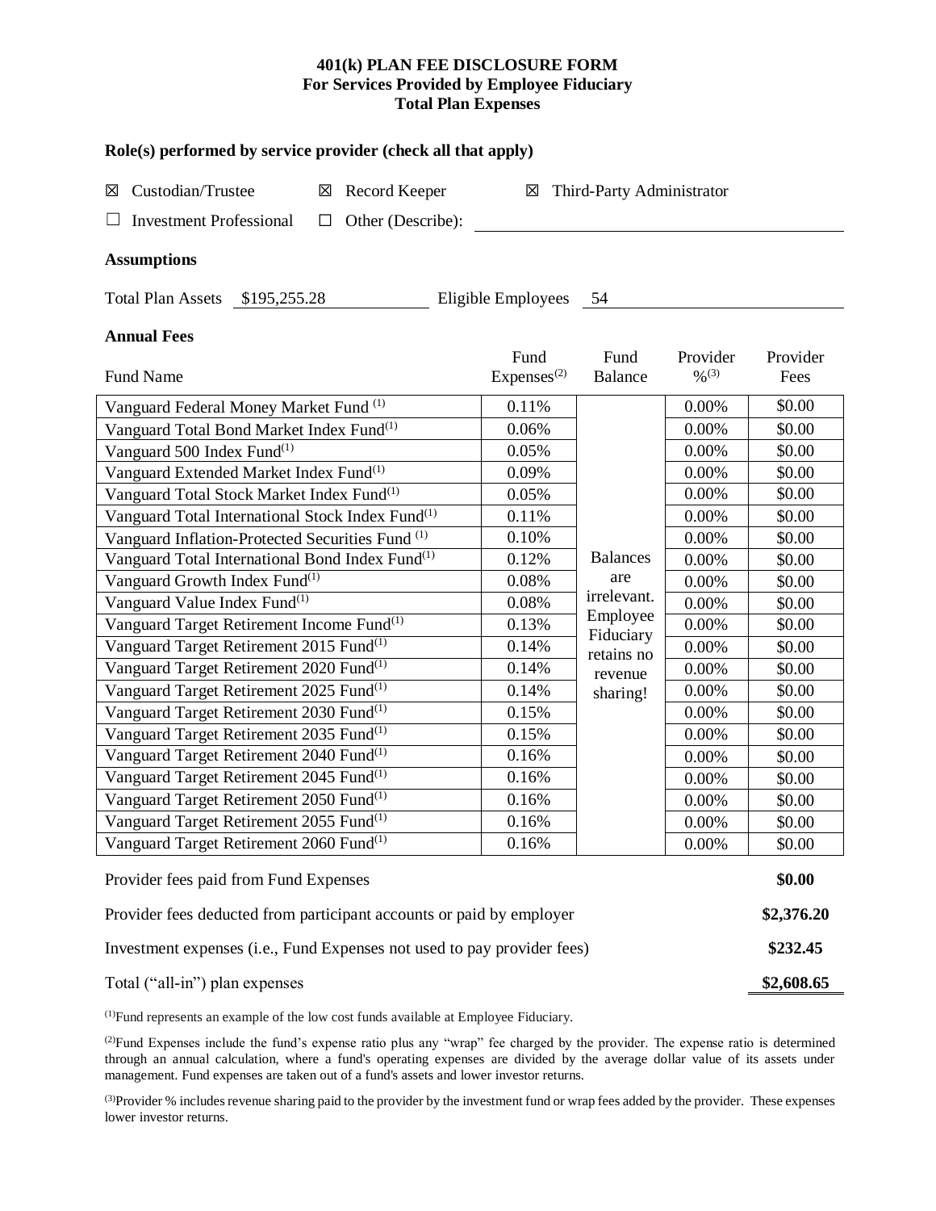# 401(k) PLAN FEE DISCLOSURE FORM
## For Services Provided by Employee Fiduciary
## Total Plan Expenses

### Role(s) performed by service provider (check all that apply)

☒ Custodian/Trustee ☒ Record Keeper ☒ Third-Party Administrator

☐ Investment Professional ☐ Other (Describe):

### Assumptions

Total Plan Assets $195,255.28 Eligible Employees 54

### Annual Fees

| Fund Name | Fund Expenses[2] | Fund Balance | Provider %[3] | Provider Fees |
|---|---|---|---|---|
| Vanguard Federal Money Market Fund [1] | 0.11% | Balances are irrelevant. Employee Fiduciary retains no revenue sharing! | 0.00% | $0.00 |
| Vanguard Total Bond Market Index Fund[1] | 0.06% | | 0.00% | $0.00 |
| Vanguard 500 Index Fund[1] | 0.05% | | 0.00% | $0.00 |
| Vanguard Extended Market Index Fund[1] | 0.09% | | 0.00% | $0.00 |
| Vanguard Total Stock Market Index Fund[1] | 0.05% | | 0.00% | $0.00 |
| Vanguard Total International Stock Index Fund[1] | 0.11% | | 0.00% | $0.00 |
| Vanguard Inflation-Protected Securities Fund [1] | 0.10% | | 0.00% | $0.00 |
| Vanguard Total International Bond Index Fund[1] | 0.12% | | 0.00% | $0.00 |
| Vanguard Growth Index Fund[1] | 0.08% | | 0.00% | $0.00 |
| Vanguard Value Index Fund[1] | 0.08% | | 0.00% | $0.00 |
| Vanguard Target Retirement Income Fund[1] | 0.13% | | 0.00% | $0.00 |
| Vanguard Target Retirement 2015 Fund[1] | 0.14% | | 0.00% | $0.00 |
| Vanguard Target Retirement 2020 Fund[1] | 0.14% | | 0.00% | $0.00 |
| Vanguard Target Retirement 2025 Fund[1] | 0.14% | | 0.00% | $0.00 |
| Vanguard Target Retirement 2030 Fund[1] | 0.15% | | 0.00% | $0.00 |
| Vanguard Target Retirement 2035 Fund[1] | 0.15% | | 0.00% | $0.00 |
| Vanguard Target Retirement 2040 Fund[1] | 0.16% | | 0.00% | $0.00 |
| Vanguard Target Retirement 2045 Fund[1] | 0.16% | | 0.00% | $0.00 |
| Vanguard Target Retirement 2050 Fund[1] | 0.16% | | 0.00% | $0.00 |
| Vanguard Target Retirement 2055 Fund[1] | 0.16% | | 0.00% | $0.00 |
| Vanguard Target Retirement 2060 Fund[1] | 0.16% | | 0.00% | $0.00 |

| | |
|---|---|
| Provider fees paid from Fund Expenses | **$0.00** |
| Provider fees deducted from participant accounts or paid by employer | **$2,376.20** |
| Investment expenses (i.e., Fund Expenses not used to pay provider fees) | **$232.45** |
| Total ("all-in") plan expenses | **$2,608.65** |

[1]Fund represents an example of the low cost funds available at Employee Fiduciary.

[2]Fund Expenses include the fund's expense ratio plus any "wrap" fee charged by the provider. The expense ratio is determined through an annual calculation, where a fund's operating expenses are divided by the average dollar value of its assets under management. Fund expenses are taken out of a fund's assets and lower investor returns.

[3]Provider % includes revenue sharing paid to the provider by the investment fund or wrap fees added by the provider. These expenses lower investor returns.